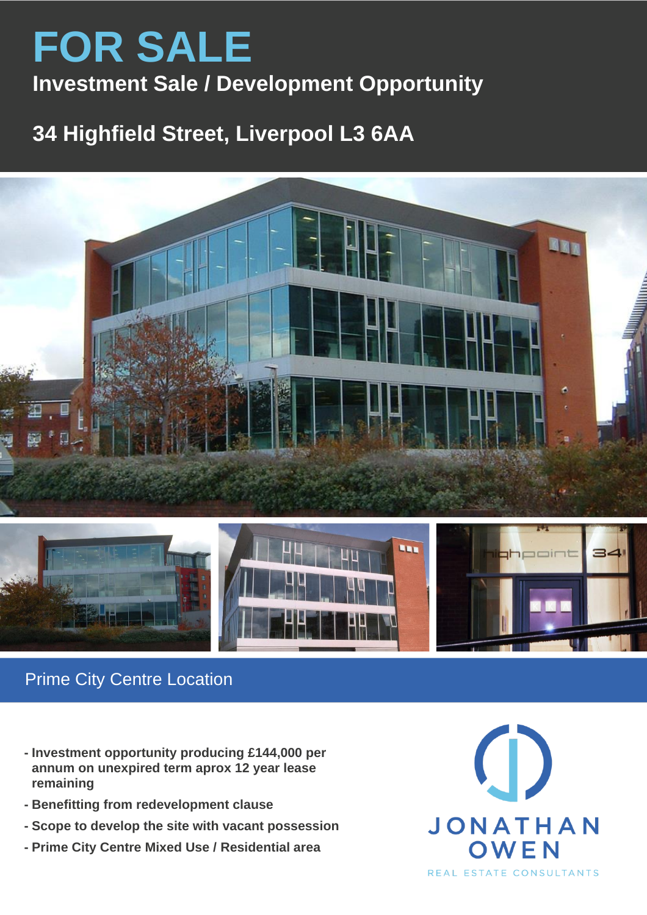# FOR SALE

## Investment Sale / Development Opportunity

## 34 Highfield Street, Liverpool L3 6AA

### Prime City Centre Location

- **Investment opportunity producing £144,000 per annum on unexpired term aprox 12 year lease remaining**
- **Benefitting from redevelopment clause**
- **Scope to develop the site with vacant possession**
- **Prime City Centre Mixed Use / Residential area**

JONATHAN OWEN

REAL ESTATE CONSULTANTS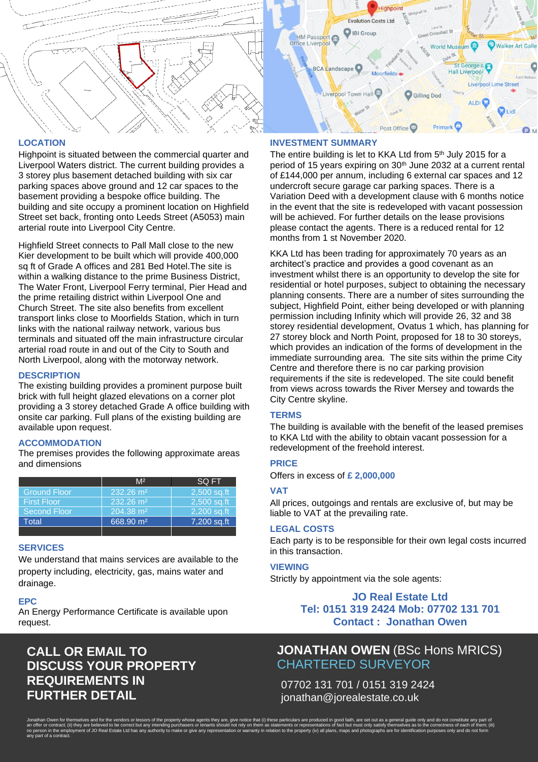## LOCATION

Highpoint is situated between the commercial quarter and Liverpool Waters district. The current building provides a 3 storey plus basement detached building with six car parking spaces above ground and 12 car spaces to the basement providing a bespoke office building. The building and site occupy a prominent location on Highfield Street set back, fronting onto Leeds Street (A5053) main arterial route into Liverpool City Centre.

Highfield Street connects to Pall Mall close to the new Kier development to be built which will provide 400,000 sq ft of Grade A offices and 281 Bed Hotel.The site is within a walking distance to the prime Business District, The Water Front, Liverpool Ferry terminal, Pier Head and the prime retailing district within Liverpool One and Church Street. The site also benefits from excellent transport links close to Moorfields Station, which in turn links with the national railway network, various bus terminals and situated off the main infrastructure circular arterial road route in and out of the City to South and North Liverpool, along with the motorway network.

## DESCRIPTION

The existing building provides a prominent purpose built brick with full height glazed elevations on a corner plot providing a 3 storey detached Grade A office building with onsite car parking. Full plans of the existing building are available upon request.

## ACCOMMODATION

The premises provides the following approximate areas and dimensions

| | M² | SQ FT |
|---|---|---|
| Ground Floor | 232.26 m² | 2,500 sq.ft |
| First Floor | 232.26 m² | 2,500 sq.ft |
| Second Floor | 204.38 m² | 2,200 sq.ft |
| Total | 668.90 m² | 7,200 sq.ft |
| | | |

## SERVICES

We understand that mains services are available to the property including, electricity, gas, mains water and drainage.

## EPC

An Energy Performance Certificate is available upon request.

## INVESTMENT SUMMARY

The entire building is let to KKA Ltd from 5th July 2015 for a period of 15 years expiring on 30th June 2032 at a current rental of £144,000 per annum, including 6 external car spaces and 12 undercroft secure garage car parking spaces. There is a Variation Deed with a development clause with 6 months notice in the event that the site is redeveloped with vacant possession will be achieved. For further details on the lease provisions please contact the agents. There is a reduced rental for 12 months from 1 st November 2020.

KKA Ltd has been trading for approximately 70 years as an architect's practice and provides a good covenant as an investment whilst there is an opportunity to develop the site for residential or hotel purposes, subject to obtaining the necessary planning consents. There are a number of sites surrounding the subject, Highfield Point, either being developed or with planning permission including Infinity which will provide 26, 32 and 38 storey residential development, Ovatus 1 which, has planning for 27 storey block and North Point, proposed for 18 to 30 storeys, which provides an indication of the forms of development in the immediate surrounding area. The site sits within the prime City Centre and therefore there is no car parking provision requirements if the site is redeveloped. The site could benefit from views across towards the River Mersey and towards the City Centre skyline.

## TERMS

The building is available with the benefit of the leased premises to KKA Ltd with the ability to obtain vacant possession for a redevelopment of the freehold interest.

## PRICE

Offers in excess of **£ 2,000,000**

## VAT

All prices, outgoings and rentals are exclusive of, but may be liable to VAT at the prevailing rate.

## LEGAL COSTS

Each party is to be responsible for their own legal costs incurred in this transaction.

## VIEWING

Strictly by appointment via the sole agents:

**JO Real Estate Ltd**
**Tel: 0151 319 2424 Mob: 07702 131 701**
**Contact : Jonathan Owen**

## CALL OR EMAIL TO DISCUSS YOUR PROPERTY REQUIREMENTS IN FURTHER DETAIL

**JONATHAN OWEN** (BSc Hons MRICS)
CHARTERED SURVEYOR

07702 131 701 / 0151 319 2424
jonathan@jorealestate.co.uk

Jonathan Owen for themselves and for the vendors or lessors of the property whose agents they are, give notice that (i) these particulars are produced in good faith, are set out as a general guide only and do not constitute any part of an offer or contract; (ii) they are believed to be correct but any intending purchasers or tenants should not rely on them as statements or representations of fact but must only satisfy themselves as to the correctness of each of them; (iii) no person in the employment of JO Real Estate Ltd has any authority to make or give any representation or warranty in relation to the property (iv) all plans, maps and photographs are for identification purposes only and do not form any part of a contract.